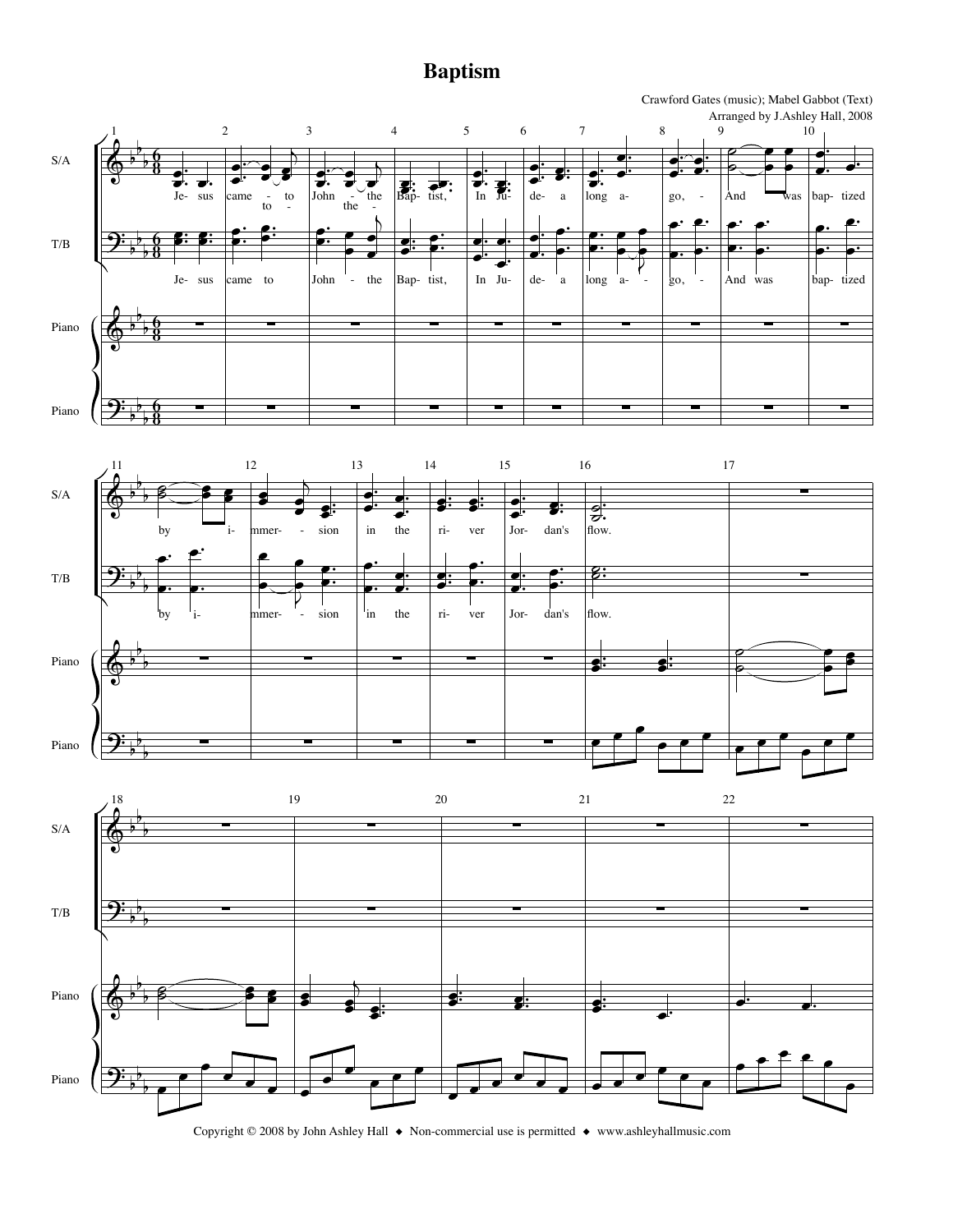# Baptism

Crawford Gates (music); Mabel Gabbot (Text)
Arranged by J.Ashley Hall, 2008

Copyright © 2008 by John Ashley Hall ◆ Non-commercial use is permitted ◆ www.ashleyhallmusic.com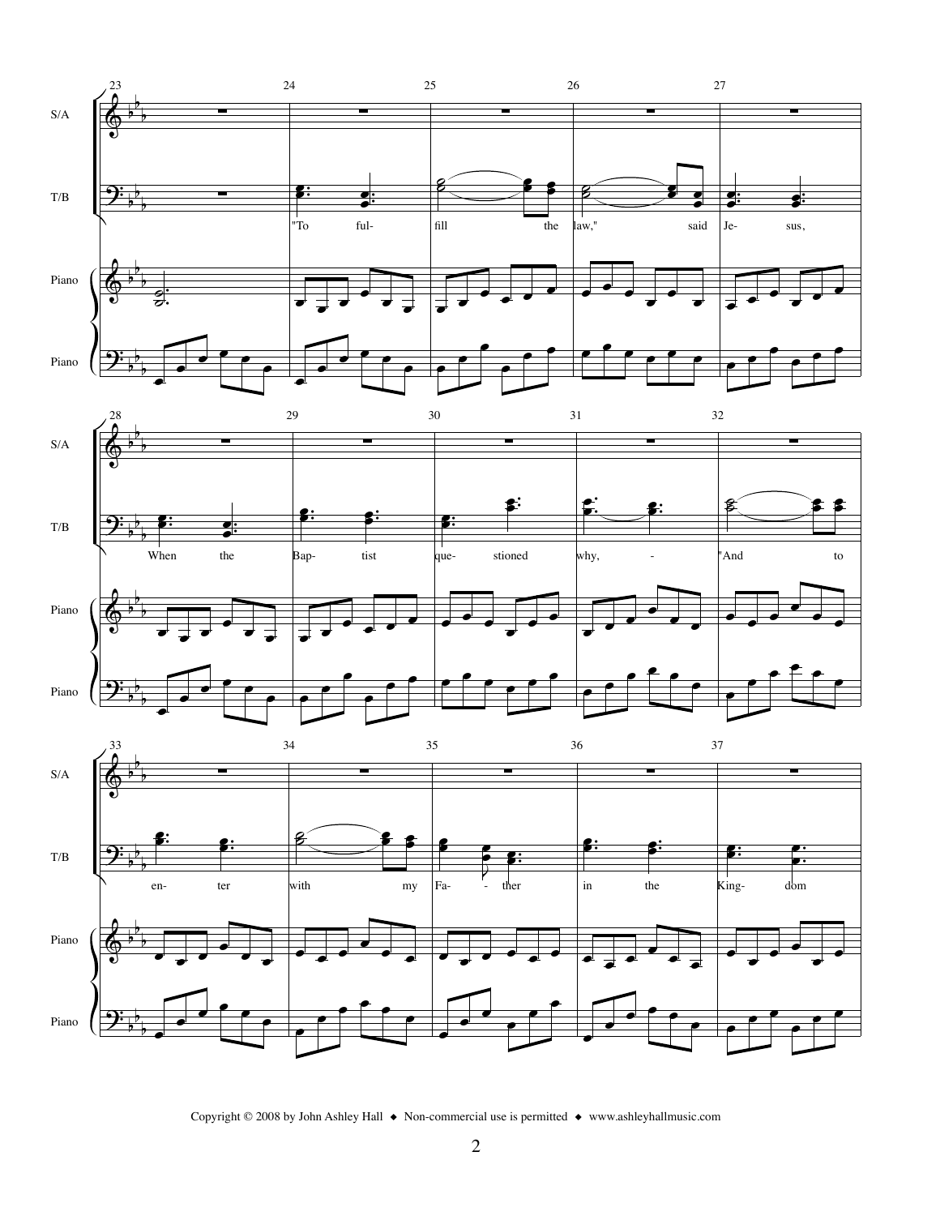S/A

T/B

Piano

"To ful- fill the law," said Je- sus, When the Bap- tist que- stioned why, - "And to en- ter with my Fa- - ther in the King- dom

Copyright © 2008 by John Ashley Hall ◆ Non-commercial use is permitted ◆ www.ashleyhallmusic.com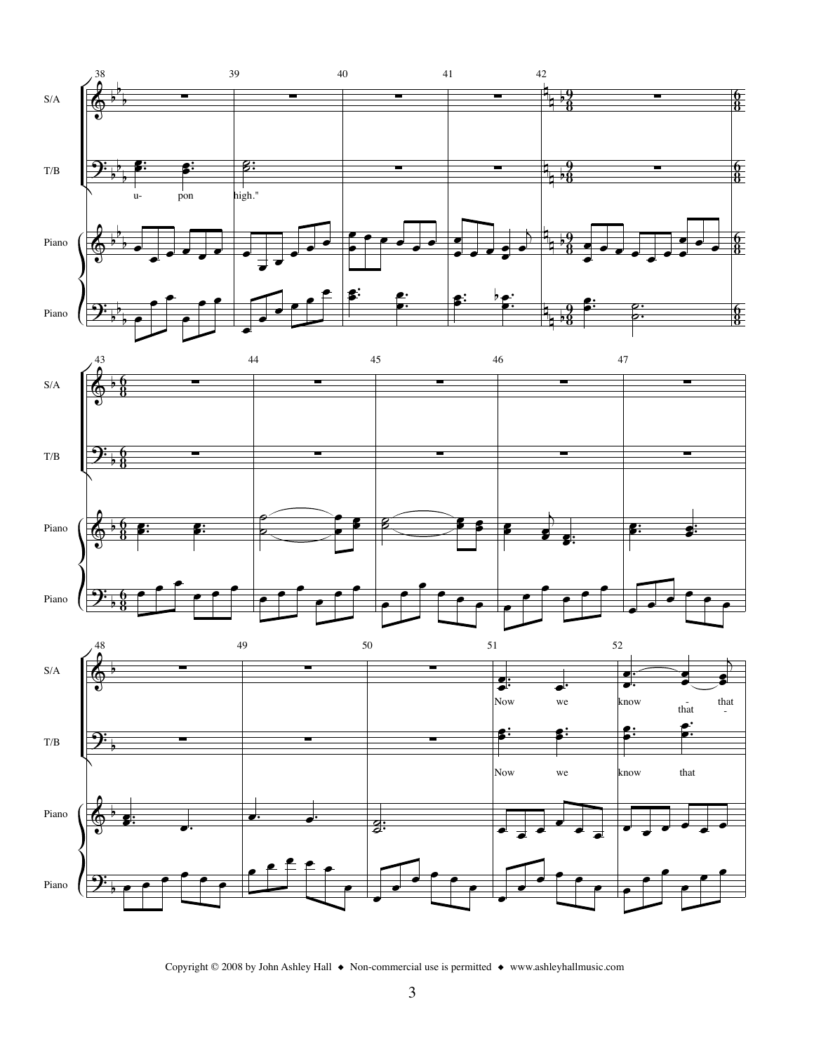Copyright © 2008 by John Ashley Hall ◆ Non-commercial use is permitted ◆ www.ashleyhallmusic.com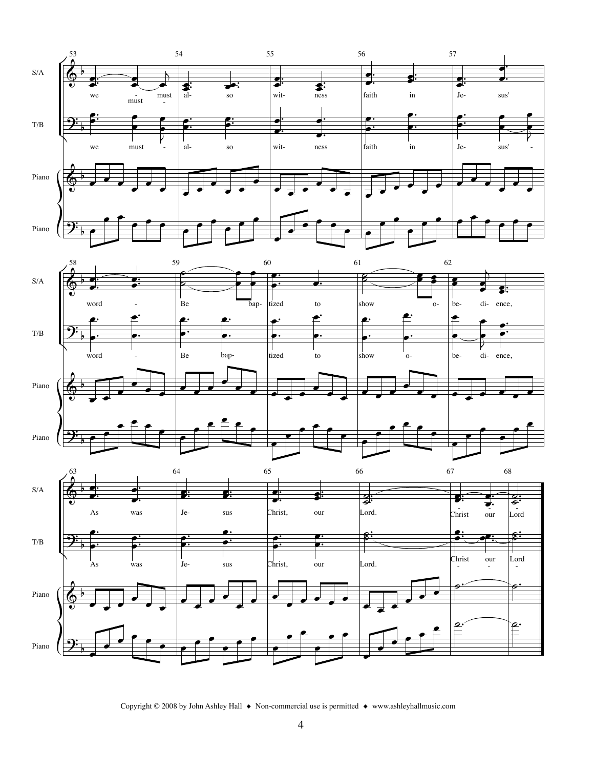we must - must also witness faith in Jesus' word - Be baptized to show obedience, As was Jesus Christ, our Lord. Christ our Lord

Copyright © 2008 by John Ashley Hall ◆ Non-commercial use is permitted ◆ www.ashleyhallmusic.com